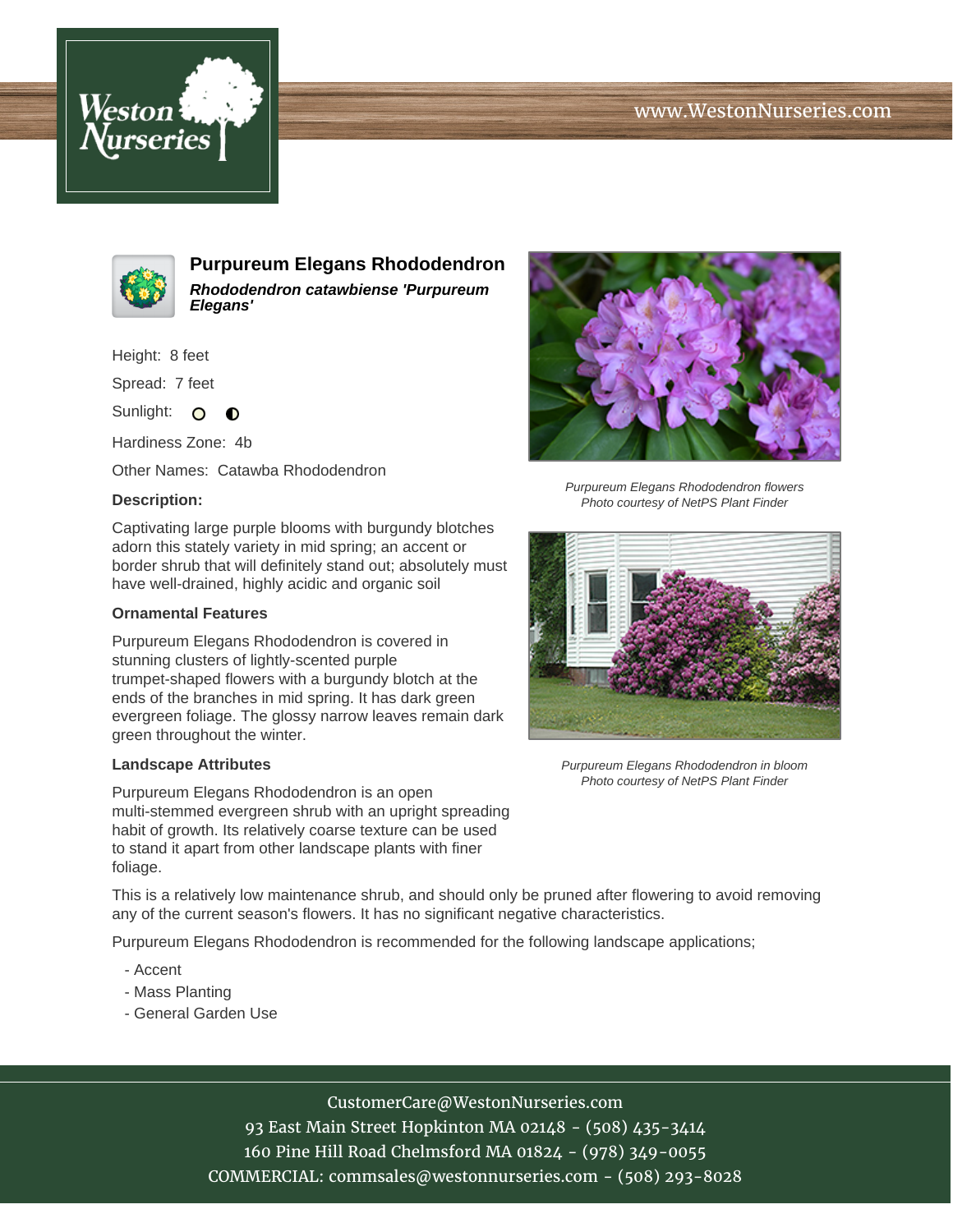# Purpureum Elegans Rhododendron

***Rhododendron catawbiense 'Purpureum Elegans'***

Height: 8 feet

Spread: 7 feet

Sunlight:

Hardiness Zone: 4b

Other Names: Catawba Rhododendron

### Description:

Captivating large purple blooms with burgundy blotches adorn this stately variety in mid spring; an accent or border shrub that will definitely stand out; absolutely must have well-drained, highly acidic and organic soil

### Ornamental Features

Purpureum Elegans Rhododendron is covered in stunning clusters of lightly-scented purple trumpet-shaped flowers with a burgundy blotch at the ends of the branches in mid spring. It has dark green evergreen foliage. The glossy narrow leaves remain dark green throughout the winter.

### Landscape Attributes

Purpureum Elegans Rhododendron is an open multi-stemmed evergreen shrub with an upright spreading habit of growth. Its relatively coarse texture can be used to stand it apart from other landscape plants with finer foliage.

This is a relatively low maintenance shrub, and should only be pruned after flowering to avoid removing any of the current season's flowers. It has no significant negative characteristics.

Purpureum Elegans Rhododendron is recommended for the following landscape applications;

- Accent
- Mass Planting
- General Garden Use

*Purpureum Elegans Rhododendron flowers*
*Photo courtesy of NetPS Plant Finder*

*Purpureum Elegans Rhododendron in bloom*
*Photo courtesy of NetPS Plant Finder*

CustomerCare@WestonNurseries.com
93 East Main Street Hopkinton MA 02148 - (508) 435-3414
160 Pine Hill Road Chelmsford MA 01824 - (978) 349-0055
COMMERCIAL: commsales@westonnurseries.com - (508) 293-8028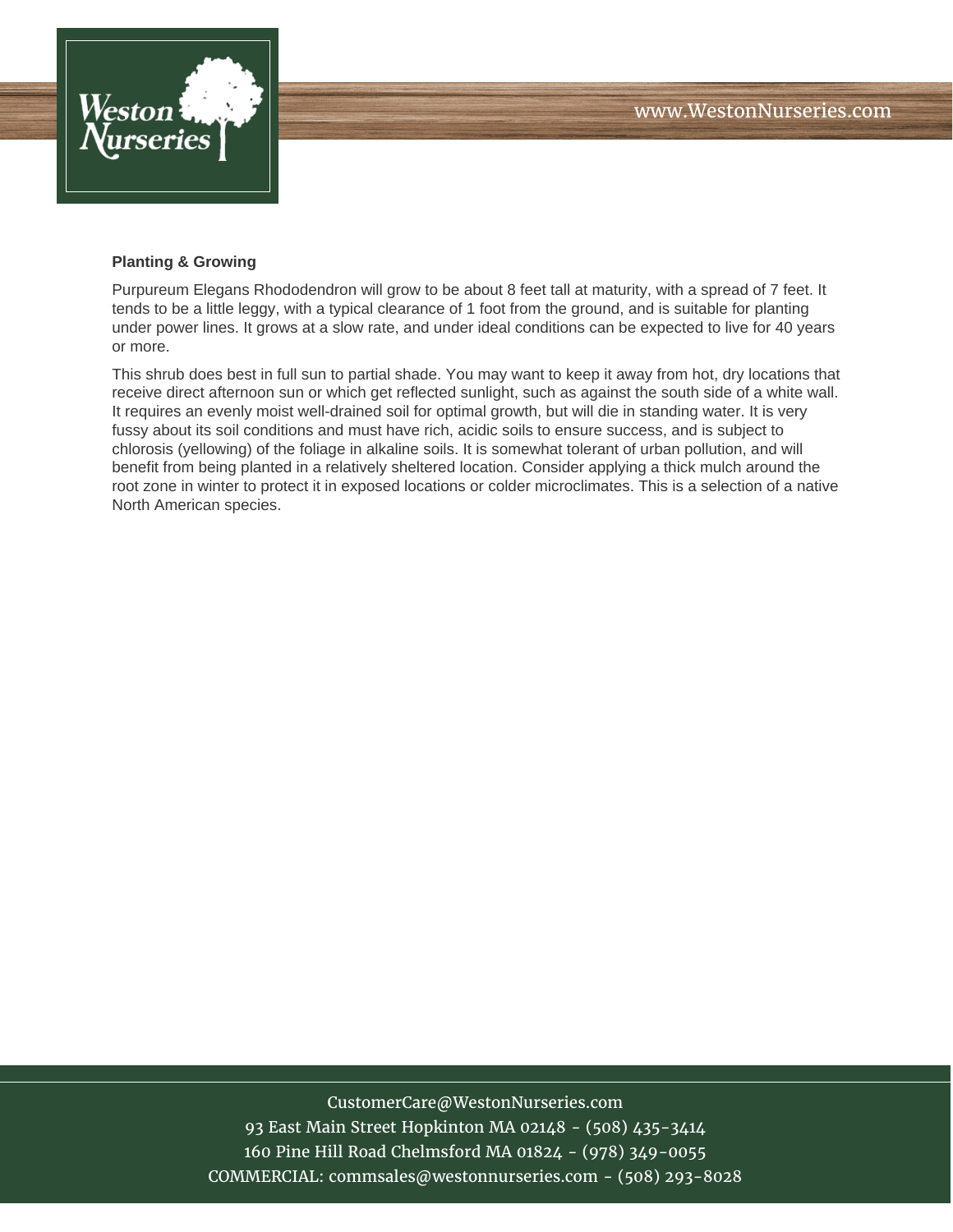**Planting & Growing**

Purpureum Elegans Rhododendron will grow to be about 8 feet tall at maturity, with a spread of 7 feet. It tends to be a little leggy, with a typical clearance of 1 foot from the ground, and is suitable for planting under power lines. It grows at a slow rate, and under ideal conditions can be expected to live for 40 years or more.

This shrub does best in full sun to partial shade. You may want to keep it away from hot, dry locations that receive direct afternoon sun or which get reflected sunlight, such as against the south side of a white wall. It requires an evenly moist well-drained soil for optimal growth, but will die in standing water. It is very fussy about its soil conditions and must have rich, acidic soils to ensure success, and is subject to chlorosis (yellowing) of the foliage in alkaline soils. It is somewhat tolerant of urban pollution, and will benefit from being planted in a relatively sheltered location. Consider applying a thick mulch around the root zone in winter to protect it in exposed locations or colder microclimates. This is a selection of a native North American species.